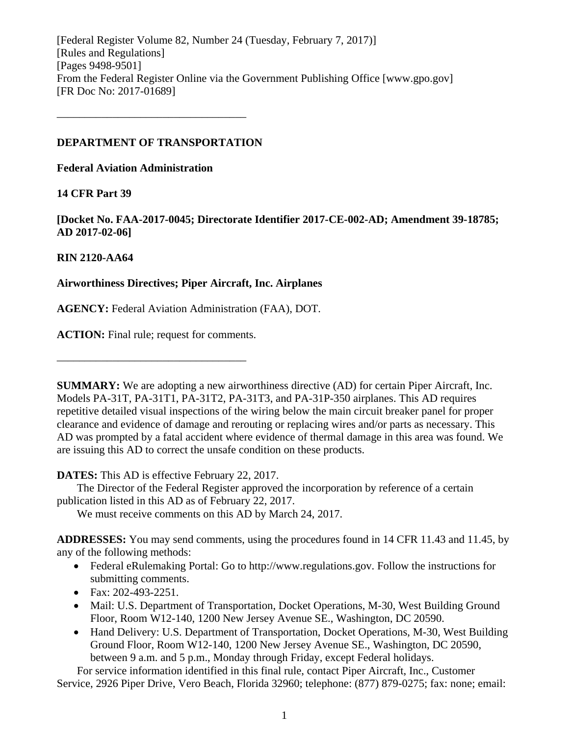[Federal Register Volume 82, Number 24 (Tuesday, February 7, 2017)]
[Rules and Regulations]
[Pages 9498-9501]
From the Federal Register Online via the Government Publishing Office [www.gpo.gov]
[FR Doc No: 2017-01689]

---

**DEPARTMENT OF TRANSPORTATION**

**Federal Aviation Administration**

**14 CFR Part 39**

**[Docket No. FAA-2017-0045; Directorate Identifier 2017-CE-002-AD; Amendment 39-18785; AD 2017-02-06]**

**RIN 2120-AA64**

**Airworthiness Directives; Piper Aircraft, Inc. Airplanes**

**AGENCY:** Federal Aviation Administration (FAA), DOT.

**ACTION:** Final rule; request for comments.

---

**SUMMARY:** We are adopting a new airworthiness directive (AD) for certain Piper Aircraft, Inc. Models PA-31T, PA-31T1, PA-31T2, PA-31T3, and PA-31P-350 airplanes. This AD requires repetitive detailed visual inspections of the wiring below the main circuit breaker panel for proper clearance and evidence of damage and rerouting or replacing wires and/or parts as necessary. This AD was prompted by a fatal accident where evidence of thermal damage in this area was found. We are issuing this AD to correct the unsafe condition on these products.

**DATES:** This AD is effective February 22, 2017.

The Director of the Federal Register approved the incorporation by reference of a certain publication listed in this AD as of February 22, 2017.

We must receive comments on this AD by March 24, 2017.

**ADDRESSES:** You may send comments, using the procedures found in 14 CFR 11.43 and 11.45, by any of the following methods:

- Federal eRulemaking Portal: Go to http://www.regulations.gov. Follow the instructions for submitting comments.
- Fax: 202-493-2251.
- Mail: U.S. Department of Transportation, Docket Operations, M-30, West Building Ground Floor, Room W12-140, 1200 New Jersey Avenue SE., Washington, DC 20590.
- Hand Delivery: U.S. Department of Transportation, Docket Operations, M-30, West Building Ground Floor, Room W12-140, 1200 New Jersey Avenue SE., Washington, DC 20590, between 9 a.m. and 5 p.m., Monday through Friday, except Federal holidays.

For service information identified in this final rule, contact Piper Aircraft, Inc., Customer Service, 2926 Piper Drive, Vero Beach, Florida 32960; telephone: (877) 879-0275; fax: none; email: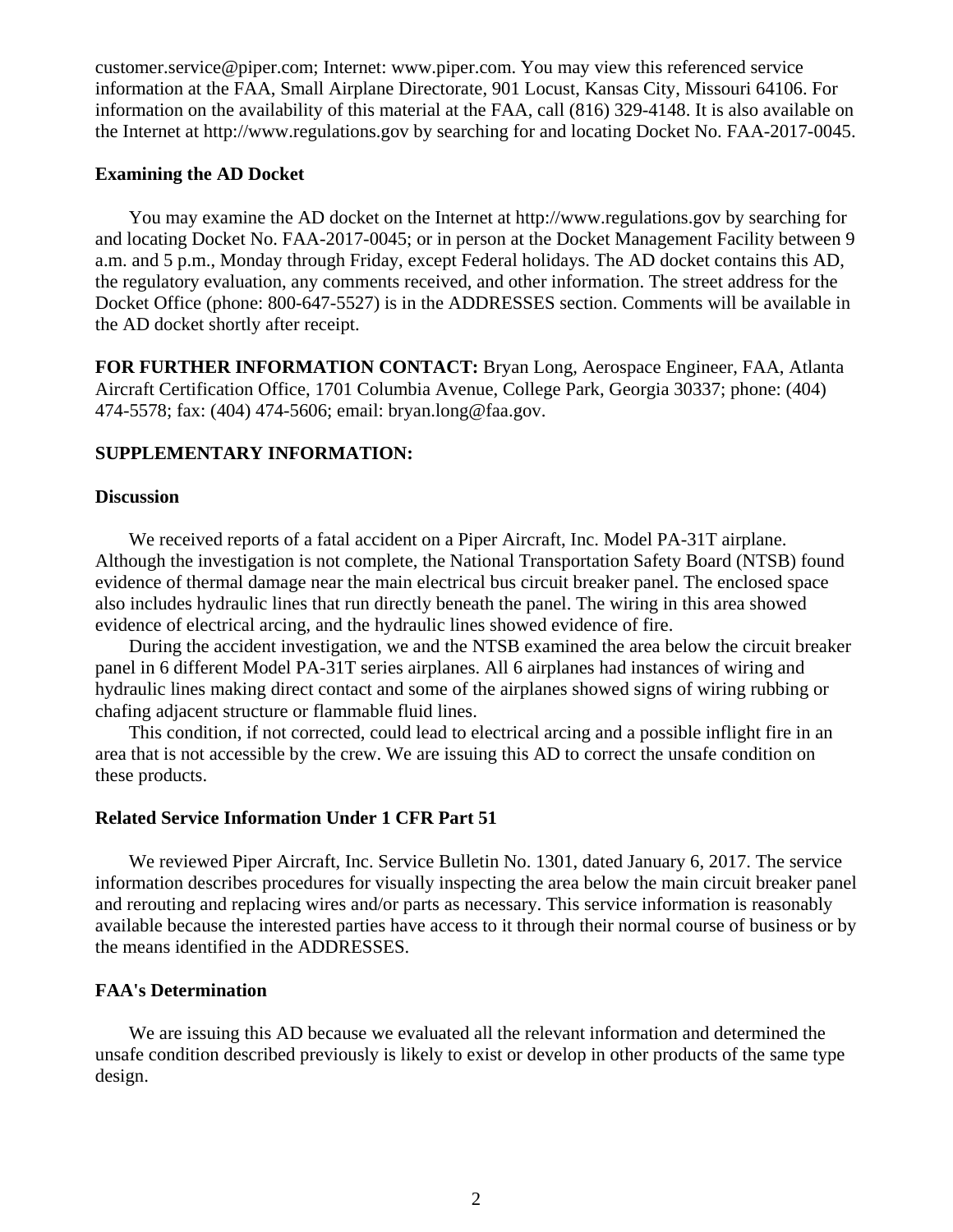customer.service@piper.com; Internet: www.piper.com. You may view this referenced service information at the FAA, Small Airplane Directorate, 901 Locust, Kansas City, Missouri 64106. For information on the availability of this material at the FAA, call (816) 329-4148. It is also available on the Internet at http://www.regulations.gov by searching for and locating Docket No. FAA-2017-0045.

**Examining the AD Docket**

You may examine the AD docket on the Internet at http://www.regulations.gov by searching for and locating Docket No. FAA-2017-0045; or in person at the Docket Management Facility between 9 a.m. and 5 p.m., Monday through Friday, except Federal holidays. The AD docket contains this AD, the regulatory evaluation, any comments received, and other information. The street address for the Docket Office (phone: 800-647-5527) is in the ADDRESSES section. Comments will be available in the AD docket shortly after receipt.

**FOR FURTHER INFORMATION CONTACT:** Bryan Long, Aerospace Engineer, FAA, Atlanta Aircraft Certification Office, 1701 Columbia Avenue, College Park, Georgia 30337; phone: (404) 474-5578; fax: (404) 474-5606; email: bryan.long@faa.gov.

**SUPPLEMENTARY INFORMATION:**

**Discussion**

We received reports of a fatal accident on a Piper Aircraft, Inc. Model PA-31T airplane. Although the investigation is not complete, the National Transportation Safety Board (NTSB) found evidence of thermal damage near the main electrical bus circuit breaker panel. The enclosed space also includes hydraulic lines that run directly beneath the panel. The wiring in this area showed evidence of electrical arcing, and the hydraulic lines showed evidence of fire.

During the accident investigation, we and the NTSB examined the area below the circuit breaker panel in 6 different Model PA-31T series airplanes. All 6 airplanes had instances of wiring and hydraulic lines making direct contact and some of the airplanes showed signs of wiring rubbing or chafing adjacent structure or flammable fluid lines.

This condition, if not corrected, could lead to electrical arcing and a possible inflight fire in an area that is not accessible by the crew. We are issuing this AD to correct the unsafe condition on these products.

**Related Service Information Under 1 CFR Part 51**

We reviewed Piper Aircraft, Inc. Service Bulletin No. 1301, dated January 6, 2017. The service information describes procedures for visually inspecting the area below the main circuit breaker panel and rerouting and replacing wires and/or parts as necessary. This service information is reasonably available because the interested parties have access to it through their normal course of business or by the means identified in the ADDRESSES.

**FAA's Determination**

We are issuing this AD because we evaluated all the relevant information and determined the unsafe condition described previously is likely to exist or develop in other products of the same type design.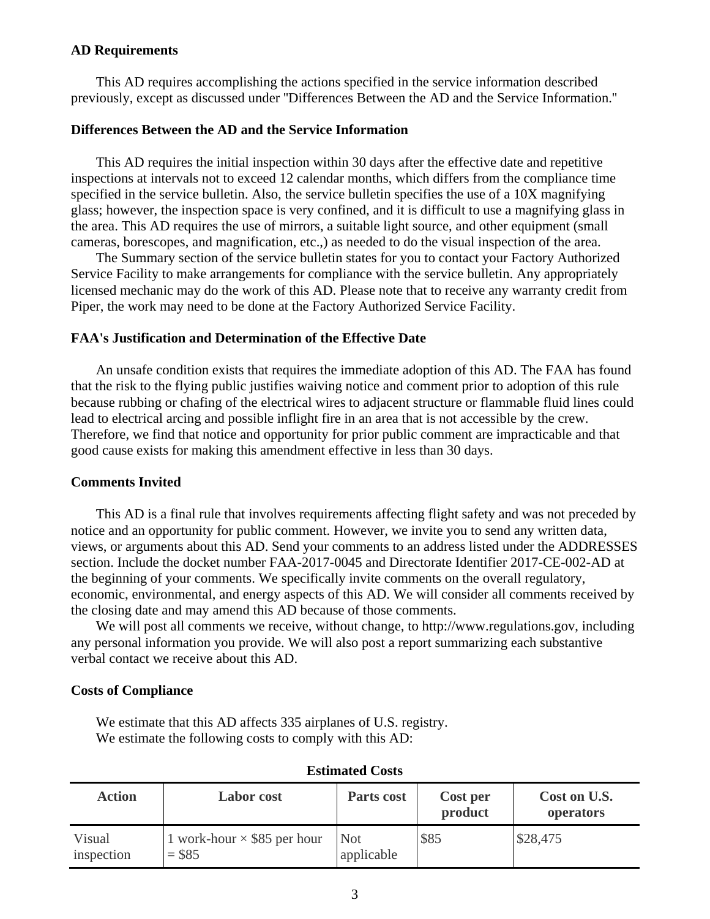**AD Requirements**

This AD requires accomplishing the actions specified in the service information described previously, except as discussed under "Differences Between the AD and the Service Information."

**Differences Between the AD and the Service Information**

This AD requires the initial inspection within 30 days after the effective date and repetitive inspections at intervals not to exceed 12 calendar months, which differs from the compliance time specified in the service bulletin. Also, the service bulletin specifies the use of a 10X magnifying glass; however, the inspection space is very confined, and it is difficult to use a magnifying glass in the area. This AD requires the use of mirrors, a suitable light source, and other equipment (small cameras, borescopes, and magnification, etc.,) as needed to do the visual inspection of the area.

The Summary section of the service bulletin states for you to contact your Factory Authorized Service Facility to make arrangements for compliance with the service bulletin. Any appropriately licensed mechanic may do the work of this AD. Please note that to receive any warranty credit from Piper, the work may need to be done at the Factory Authorized Service Facility.

**FAA's Justification and Determination of the Effective Date**

An unsafe condition exists that requires the immediate adoption of this AD. The FAA has found that the risk to the flying public justifies waiving notice and comment prior to adoption of this rule because rubbing or chafing of the electrical wires to adjacent structure or flammable fluid lines could lead to electrical arcing and possible inflight fire in an area that is not accessible by the crew. Therefore, we find that notice and opportunity for prior public comment are impracticable and that good cause exists for making this amendment effective in less than 30 days.

**Comments Invited**

This AD is a final rule that involves requirements affecting flight safety and was not preceded by notice and an opportunity for public comment. However, we invite you to send any written data, views, or arguments about this AD. Send your comments to an address listed under the ADDRESSES section. Include the docket number FAA-2017-0045 and Directorate Identifier 2017-CE-002-AD at the beginning of your comments. We specifically invite comments on the overall regulatory, economic, environmental, and energy aspects of this AD. We will consider all comments received by the closing date and may amend this AD because of those comments.

We will post all comments we receive, without change, to http://www.regulations.gov, including any personal information you provide. We will also post a report summarizing each substantive verbal contact we receive about this AD.

**Costs of Compliance**

We estimate that this AD affects 335 airplanes of U.S. registry.

We estimate the following costs to comply with this AD:

**Estimated Costs**

| Action | Labor cost | Parts cost | Cost per product | Cost on U.S. operators |
|---|---|---|---|---|
| Visual inspection | 1 work-hour × $85 per hour = $85 | Not applicable | $85 | $28,475 |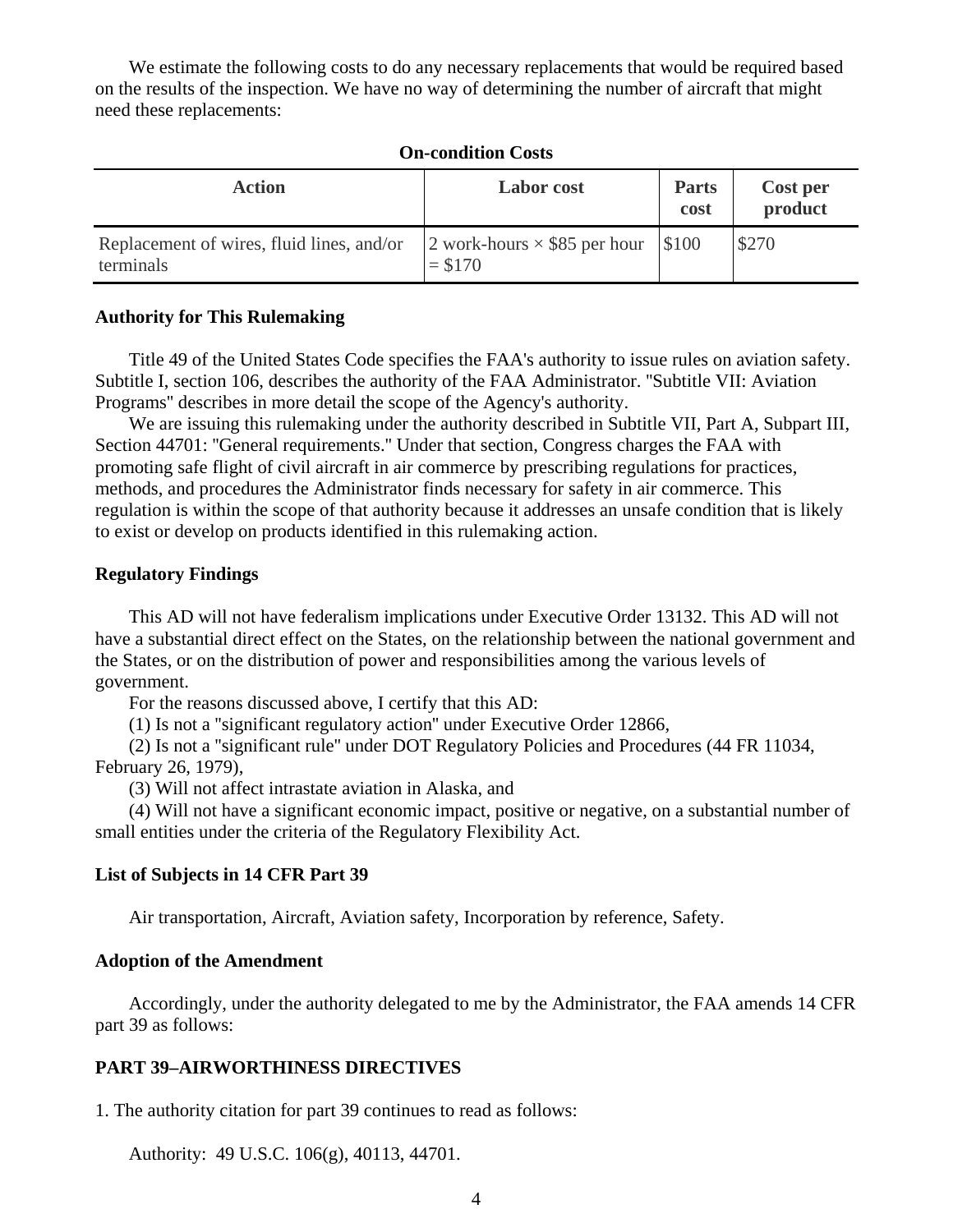We estimate the following costs to do any necessary replacements that would be required based on the results of the inspection. We have no way of determining the number of aircraft that might need these replacements:

**On-condition Costs**

| Action | Labor cost | Parts cost | Cost per product |
|---|---|---|---|
| Replacement of wires, fluid lines, and/or terminals | 2 work-hours × $85 per hour = $170 | $100 | $270 |

**Authority for This Rulemaking**

Title 49 of the United States Code specifies the FAA's authority to issue rules on aviation safety. Subtitle I, section 106, describes the authority of the FAA Administrator. "Subtitle VII: Aviation Programs" describes in more detail the scope of the Agency's authority.

We are issuing this rulemaking under the authority described in Subtitle VII, Part A, Subpart III, Section 44701: "General requirements." Under that section, Congress charges the FAA with promoting safe flight of civil aircraft in air commerce by prescribing regulations for practices, methods, and procedures the Administrator finds necessary for safety in air commerce. This regulation is within the scope of that authority because it addresses an unsafe condition that is likely to exist or develop on products identified in this rulemaking action.

**Regulatory Findings**

This AD will not have federalism implications under Executive Order 13132. This AD will not have a substantial direct effect on the States, on the relationship between the national government and the States, or on the distribution of power and responsibilities among the various levels of government.

For the reasons discussed above, I certify that this AD:

(1) Is not a "significant regulatory action" under Executive Order 12866,

(2) Is not a "significant rule" under DOT Regulatory Policies and Procedures (44 FR 11034, February 26, 1979),

(3) Will not affect intrastate aviation in Alaska, and

(4) Will not have a significant economic impact, positive or negative, on a substantial number of small entities under the criteria of the Regulatory Flexibility Act.

**List of Subjects in 14 CFR Part 39**

Air transportation, Aircraft, Aviation safety, Incorporation by reference, Safety.

**Adoption of the Amendment**

Accordingly, under the authority delegated to me by the Administrator, the FAA amends 14 CFR part 39 as follows:

**PART 39–AIRWORTHINESS DIRECTIVES**

1. The authority citation for part 39 continues to read as follows:

Authority: 49 U.S.C. 106(g), 40113, 44701.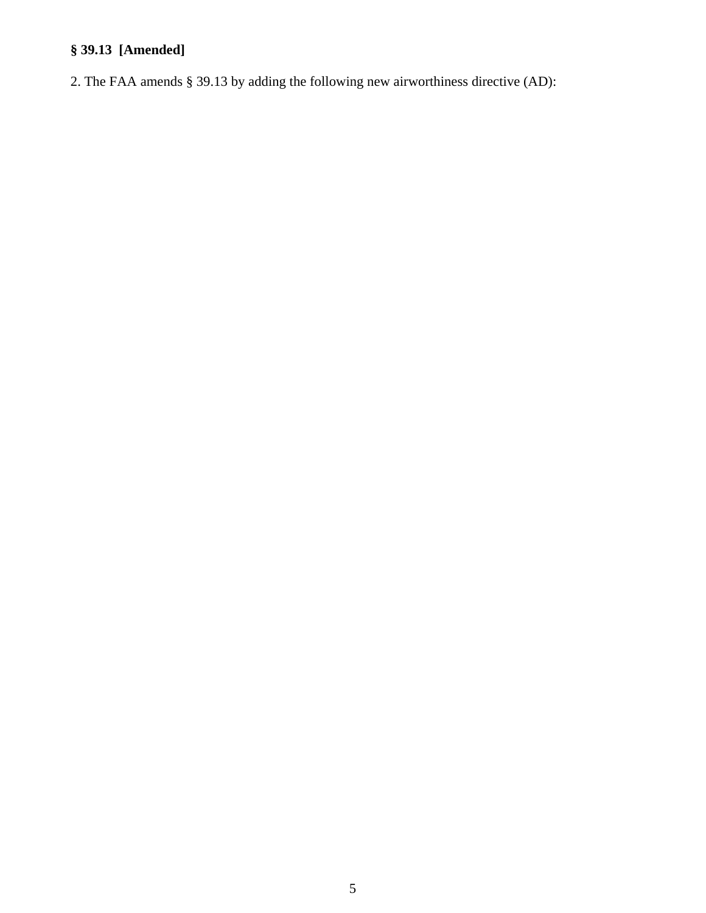**§ 39.13 [Amended]**

2. The FAA amends § 39.13 by adding the following new airworthiness directive (AD):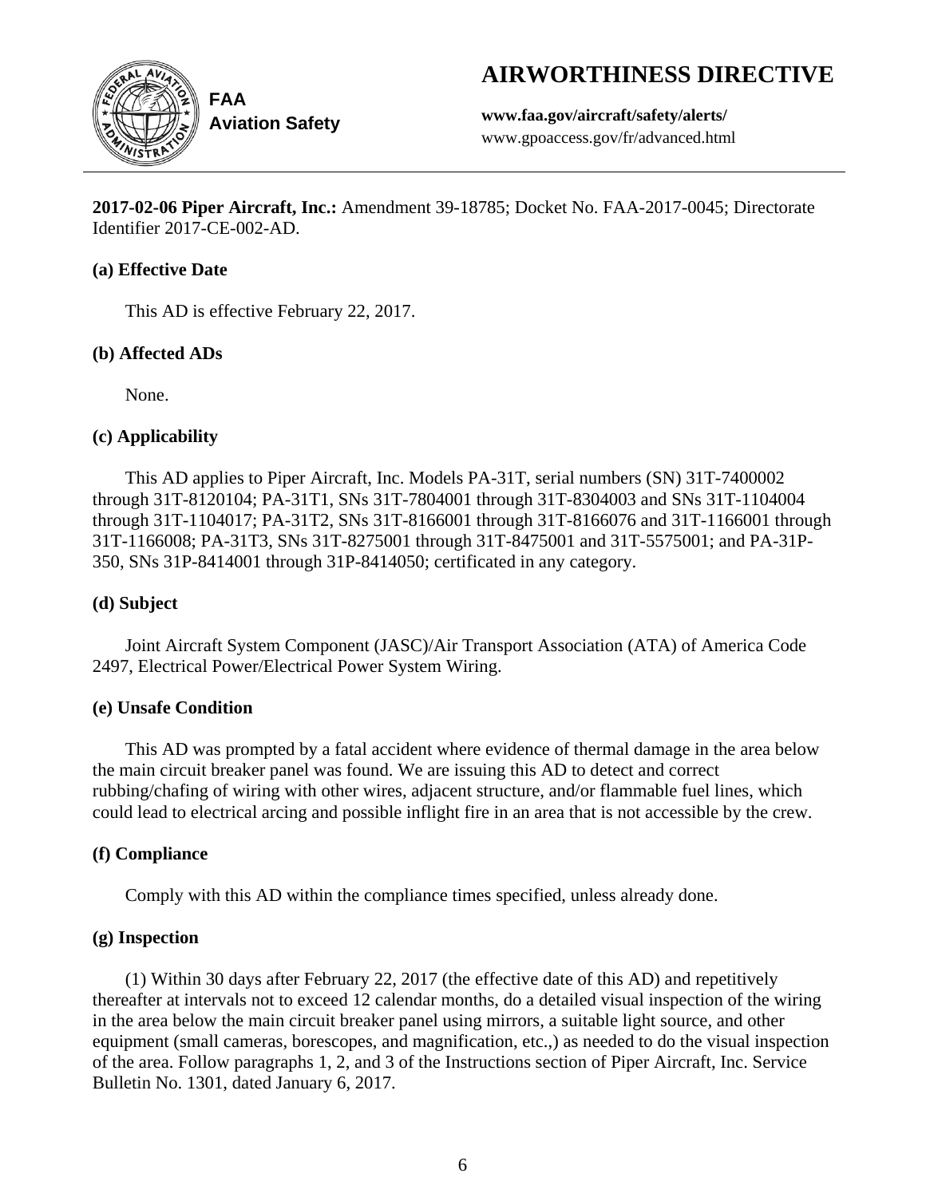# AIRWORTHINESS DIRECTIVE

**FAA**
**Aviation Safety**

**www.faa.gov/aircraft/safety/alerts/**
www.gpoaccess.gov/fr/advanced.html

---

**2017-02-06 Piper Aircraft, Inc.:** Amendment 39-18785; Docket No. FAA-2017-0045; Directorate Identifier 2017-CE-002-AD.

### (a) Effective Date

This AD is effective February 22, 2017.

### (b) Affected ADs

None.

### (c) Applicability

This AD applies to Piper Aircraft, Inc. Models PA-31T, serial numbers (SN) 31T-7400002 through 31T-8120104; PA-31T1, SNs 31T-7804001 through 31T-8304003 and SNs 31T-1104004 through 31T-1104017; PA-31T2, SNs 31T-8166001 through 31T-8166076 and 31T-1166001 through 31T-1166008; PA-31T3, SNs 31T-8275001 through 31T-8475001 and 31T-5575001; and PA-31P-350, SNs 31P-8414001 through 31P-8414050; certificated in any category.

### (d) Subject

Joint Aircraft System Component (JASC)/Air Transport Association (ATA) of America Code 2497, Electrical Power/Electrical Power System Wiring.

### (e) Unsafe Condition

This AD was prompted by a fatal accident where evidence of thermal damage in the area below the main circuit breaker panel was found. We are issuing this AD to detect and correct rubbing/chafing of wiring with other wires, adjacent structure, and/or flammable fuel lines, which could lead to electrical arcing and possible inflight fire in an area that is not accessible by the crew.

### (f) Compliance

Comply with this AD within the compliance times specified, unless already done.

### (g) Inspection

(1) Within 30 days after February 22, 2017 (the effective date of this AD) and repetitively thereafter at intervals not to exceed 12 calendar months, do a detailed visual inspection of the wiring in the area below the main circuit breaker panel using mirrors, a suitable light source, and other equipment (small cameras, borescopes, and magnification, etc.,) as needed to do the visual inspection of the area. Follow paragraphs 1, 2, and 3 of the Instructions section of Piper Aircraft, Inc. Service Bulletin No. 1301, dated January 6, 2017.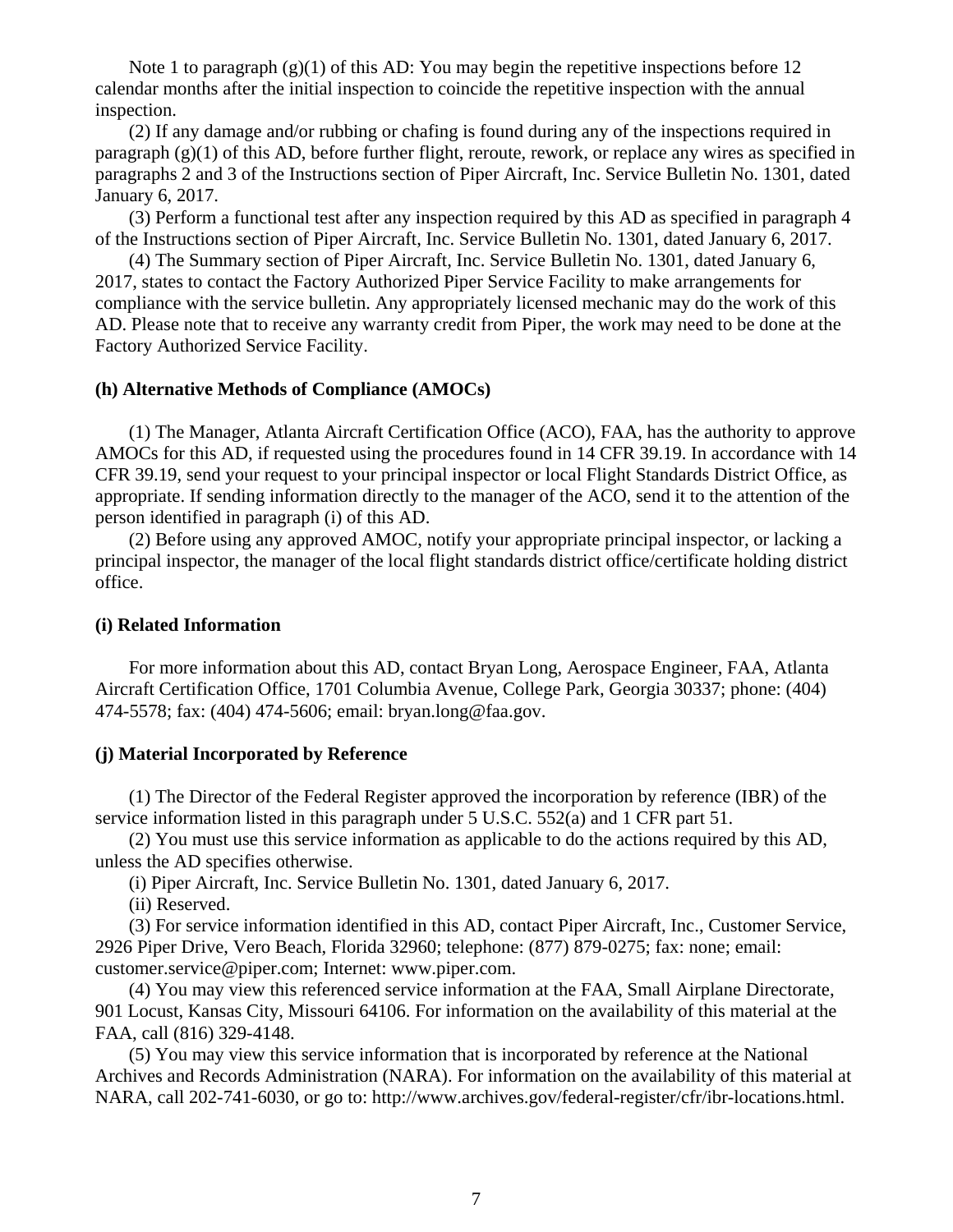Note 1 to paragraph (g)(1) of this AD: You may begin the repetitive inspections before 12 calendar months after the initial inspection to coincide the repetitive inspection with the annual inspection.

(2) If any damage and/or rubbing or chafing is found during any of the inspections required in paragraph (g)(1) of this AD, before further flight, reroute, rework, or replace any wires as specified in paragraphs 2 and 3 of the Instructions section of Piper Aircraft, Inc. Service Bulletin No. 1301, dated January 6, 2017.

(3) Perform a functional test after any inspection required by this AD as specified in paragraph 4 of the Instructions section of Piper Aircraft, Inc. Service Bulletin No. 1301, dated January 6, 2017.

(4) The Summary section of Piper Aircraft, Inc. Service Bulletin No. 1301, dated January 6, 2017, states to contact the Factory Authorized Piper Service Facility to make arrangements for compliance with the service bulletin. Any appropriately licensed mechanic may do the work of this AD. Please note that to receive any warranty credit from Piper, the work may need to be done at the Factory Authorized Service Facility.

**(h) Alternative Methods of Compliance (AMOCs)**

(1) The Manager, Atlanta Aircraft Certification Office (ACO), FAA, has the authority to approve AMOCs for this AD, if requested using the procedures found in 14 CFR 39.19. In accordance with 14 CFR 39.19, send your request to your principal inspector or local Flight Standards District Office, as appropriate. If sending information directly to the manager of the ACO, send it to the attention of the person identified in paragraph (i) of this AD.

(2) Before using any approved AMOC, notify your appropriate principal inspector, or lacking a principal inspector, the manager of the local flight standards district office/certificate holding district office.

**(i) Related Information**

For more information about this AD, contact Bryan Long, Aerospace Engineer, FAA, Atlanta Aircraft Certification Office, 1701 Columbia Avenue, College Park, Georgia 30337; phone: (404) 474-5578; fax: (404) 474-5606; email: bryan.long@faa.gov.

**(j) Material Incorporated by Reference**

(1) The Director of the Federal Register approved the incorporation by reference (IBR) of the service information listed in this paragraph under 5 U.S.C. 552(a) and 1 CFR part 51.

(2) You must use this service information as applicable to do the actions required by this AD, unless the AD specifies otherwise.

(i) Piper Aircraft, Inc. Service Bulletin No. 1301, dated January 6, 2017.

(ii) Reserved.

(3) For service information identified in this AD, contact Piper Aircraft, Inc., Customer Service, 2926 Piper Drive, Vero Beach, Florida 32960; telephone: (877) 879-0275; fax: none; email: customer.service@piper.com; Internet: www.piper.com.

(4) You may view this referenced service information at the FAA, Small Airplane Directorate, 901 Locust, Kansas City, Missouri 64106. For information on the availability of this material at the FAA, call (816) 329-4148.

(5) You may view this service information that is incorporated by reference at the National Archives and Records Administration (NARA). For information on the availability of this material at NARA, call 202-741-6030, or go to: http://www.archives.gov/federal-register/cfr/ibr-locations.html.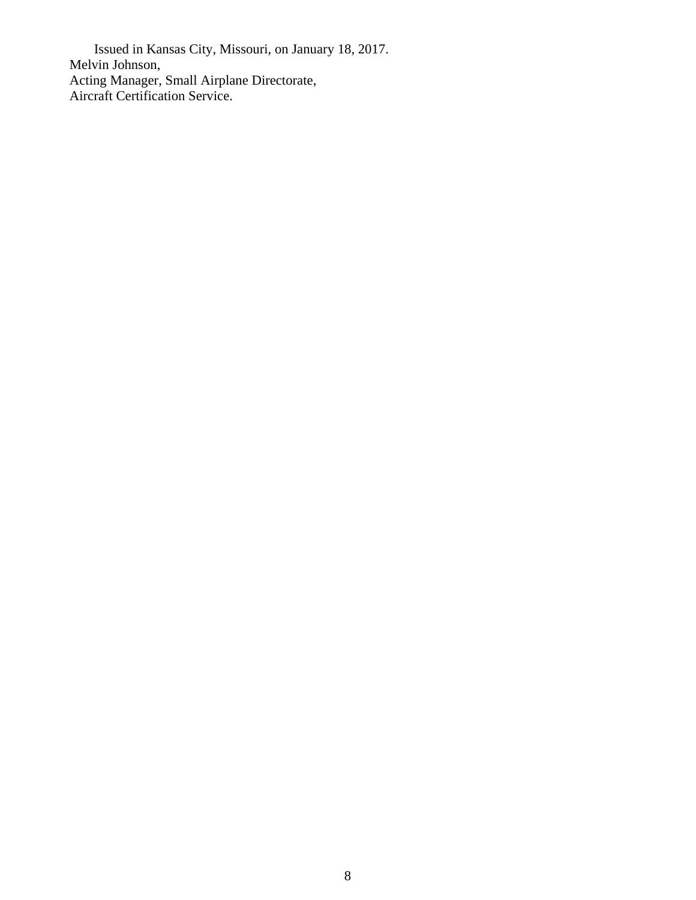Issued in Kansas City, Missouri, on January 18, 2017.

Melvin Johnson,

Acting Manager, Small Airplane Directorate,

Aircraft Certification Service.